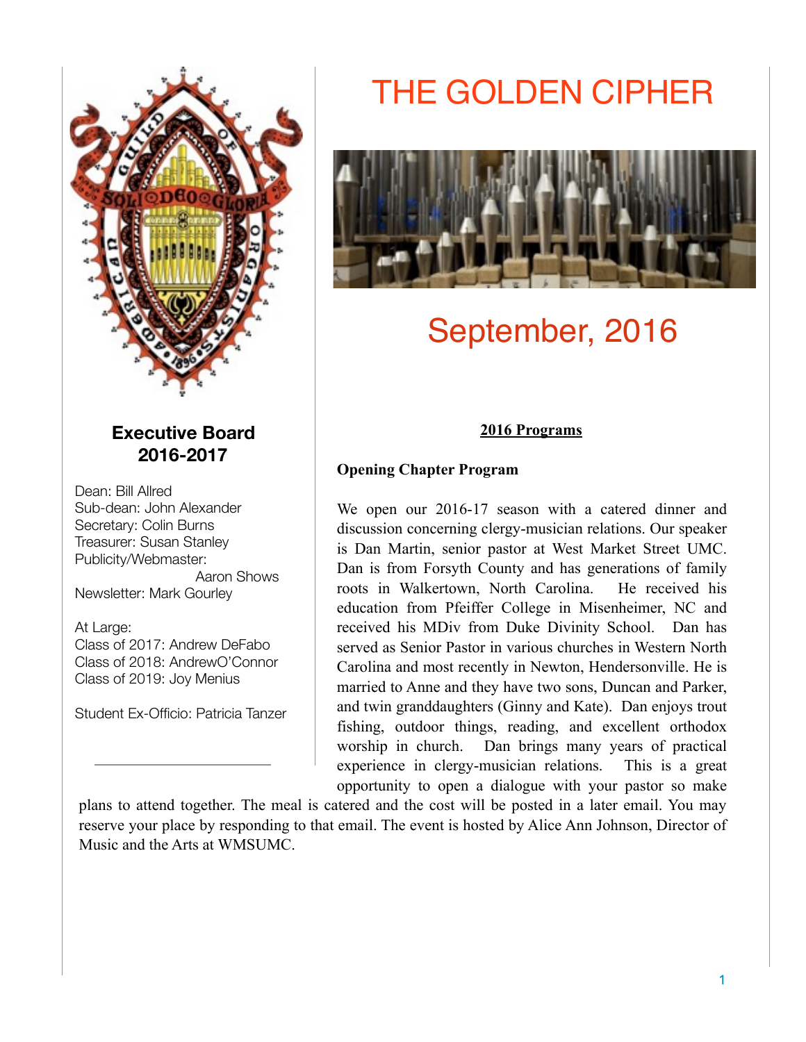# THE GOLDEN CIPHER

## September, 2016

### Executive Board 2016-2017

Dean: Bill Allred
Sub-dean: John Alexander
Secretary: Colin Burns
Treasurer: Susan Stanley
Publicity/Webmaster: Aaron Shows
Newsletter: Mark Gourley

At Large:
Class of 2017: Andrew DeFabo
Class of 2018: AndrewO'Connor
Class of 2019: Joy Menius

Student Ex-Officio: Patricia Tanzer

---

**2016 Programs**

**Opening Chapter Program**

We open our 2016-17 season with a catered dinner and discussion concerning clergy-musician relations. Our speaker is Dan Martin, senior pastor at West Market Street UMC. Dan is from Forsyth County and has generations of family roots in Walkertown, North Carolina. He received his education from Pfeiffer College in Misenheimer, NC and received his MDiv from Duke Divinity School. Dan has served as Senior Pastor in various churches in Western North Carolina and most recently in Newton, Hendersonville. He is married to Anne and they have two sons, Duncan and Parker, and twin granddaughters (Ginny and Kate). Dan enjoys trout fishing, outdoor things, reading, and excellent orthodox worship in church. Dan brings many years of practical experience in clergy-musician relations. This is a great opportunity to open a dialogue with your pastor so make plans to attend together. The meal is catered and the cost will be posted in a later email. You may reserve your place by responding to that email. The event is hosted by Alice Ann Johnson, Director of Music and the Arts at WMSUMC.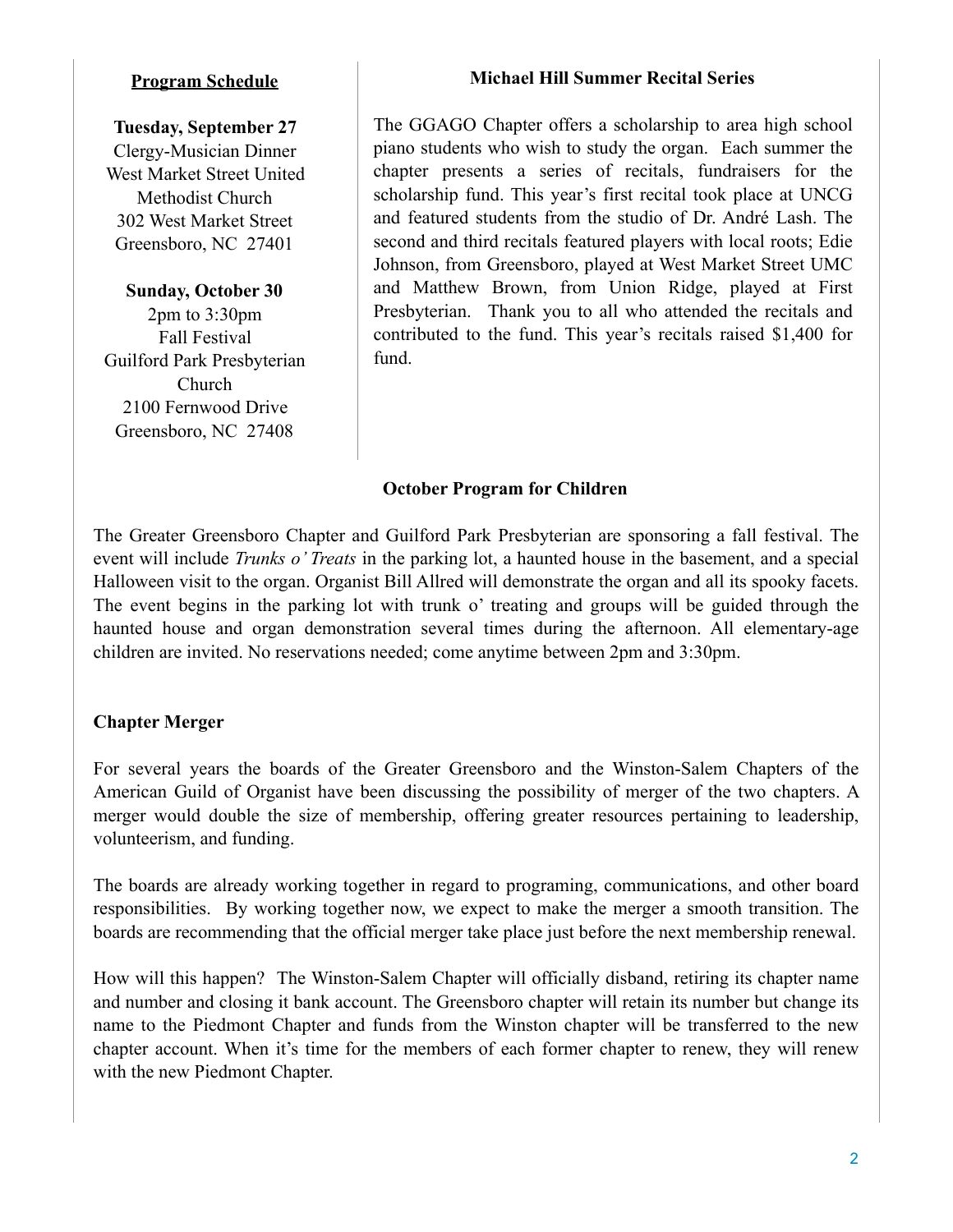## Program Schedule

**Tuesday, September 27**
Clergy-Musician Dinner
West Market Street United Methodist Church
302 West Market Street
Greensboro, NC 27401

**Sunday, October 30**
2pm to 3:30pm
Fall Festival
Guilford Park Presbyterian Church
2100 Fernwood Drive
Greensboro, NC 27408

### Michael Hill Summer Recital Series

The GGAGO Chapter offers a scholarship to area high school piano students who wish to study the organ. Each summer the chapter presents a series of recitals, fundraisers for the scholarship fund. This year's first recital took place at UNCG and featured students from the studio of Dr. André Lash. The second and third recitals featured players with local roots; Edie Johnson, from Greensboro, played at West Market Street UMC and Matthew Brown, from Union Ridge, played at First Presbyterian. Thank you to all who attended the recitals and contributed to the fund. This year's recitals raised $1,400 for fund.

### October Program for Children

The Greater Greensboro Chapter and Guilford Park Presbyterian are sponsoring a fall festival. The event will include *Trunks o' Treats* in the parking lot, a haunted house in the basement, and a special Halloween visit to the organ. Organist Bill Allred will demonstrate the organ and all its spooky facets. The event begins in the parking lot with trunk o' treating and groups will be guided through the haunted house and organ demonstration several times during the afternoon. All elementary-age children are invited. No reservations needed; come anytime between 2pm and 3:30pm.

### Chapter Merger

For several years the boards of the Greater Greensboro and the Winston-Salem Chapters of the American Guild of Organist have been discussing the possibility of merger of the two chapters. A merger would double the size of membership, offering greater resources pertaining to leadership, volunteerism, and funding.

The boards are already working together in regard to programing, communications, and other board responsibilities. By working together now, we expect to make the merger a smooth transition. The boards are recommending that the official merger take place just before the next membership renewal.

How will this happen? The Winston-Salem Chapter will officially disband, retiring its chapter name and number and closing it bank account. The Greensboro chapter will retain its number but change its name to the Piedmont Chapter and funds from the Winston chapter will be transferred to the new chapter account. When it's time for the members of each former chapter to renew, they will renew with the new Piedmont Chapter.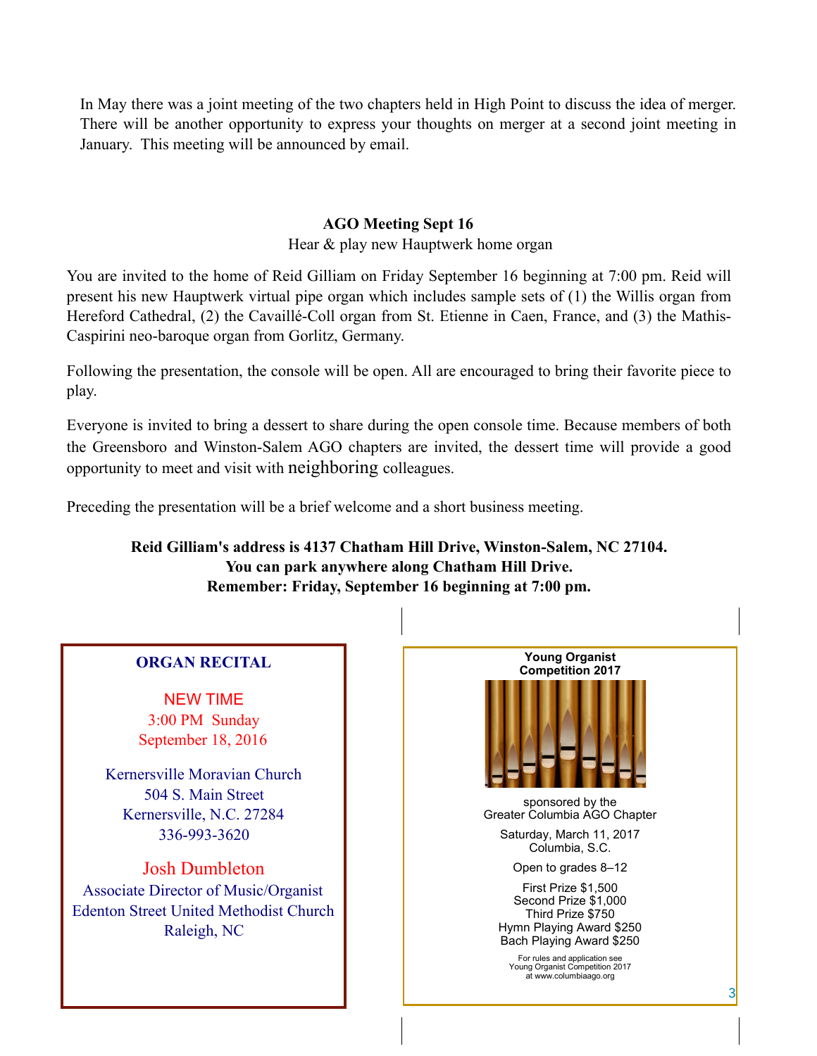In May there was a joint meeting of the two chapters held in High Point to discuss the idea of merger. There will be another opportunity to express your thoughts on merger at a second joint meeting in January. This meeting will be announced by email.

## AGO Meeting Sept 16

Hear & play new Hauptwerk home organ

You are invited to the home of Reid Gilliam on Friday September 16 beginning at 7:00 pm. Reid will present his new Hauptwerk virtual pipe organ which includes sample sets of (1) the Willis organ from Hereford Cathedral, (2) the Cavaillé-Coll organ from St. Etienne in Caen, France, and (3) the Mathis-Caspirini neo-baroque organ from Gorlitz, Germany.

Following the presentation, the console will be open. All are encouraged to bring their favorite piece to play.

Everyone is invited to bring a dessert to share during the open console time. Because members of both the Greensboro and Winston-Salem AGO chapters are invited, the dessert time will provide a good opportunity to meet and visit with neighboring colleagues.

Preceding the presentation will be a brief welcome and a short business meeting.

**Reid Gilliam's address is 4137 Chatham Hill Drive, Winston-Salem, NC 27104.**
**You can park anywhere along Chatham Hill Drive.**
**Remember: Friday, September 16 beginning at 7:00 pm.**

### ORGAN RECITAL

NEW TIME
3:00 PM Sunday
September 18, 2016

Kernersville Moravian Church
504 S. Main Street
Kernersville, N.C. 27284
336-993-3620

Josh Dumbleton
Associate Director of Music/Organist
Edenton Street United Methodist Church
Raleigh, NC

### Young Organist Competition 2017

sponsored by the
Greater Columbia AGO Chapter

Saturday, March 11, 2017
Columbia, S.C.

Open to grades 8–12

First Prize $1,500
Second Prize $1,000
Third Prize $750
Hymn Playing Award $250
Bach Playing Award $250

For rules and application see
Young Organist Competition 2017
at www.columbiaago.org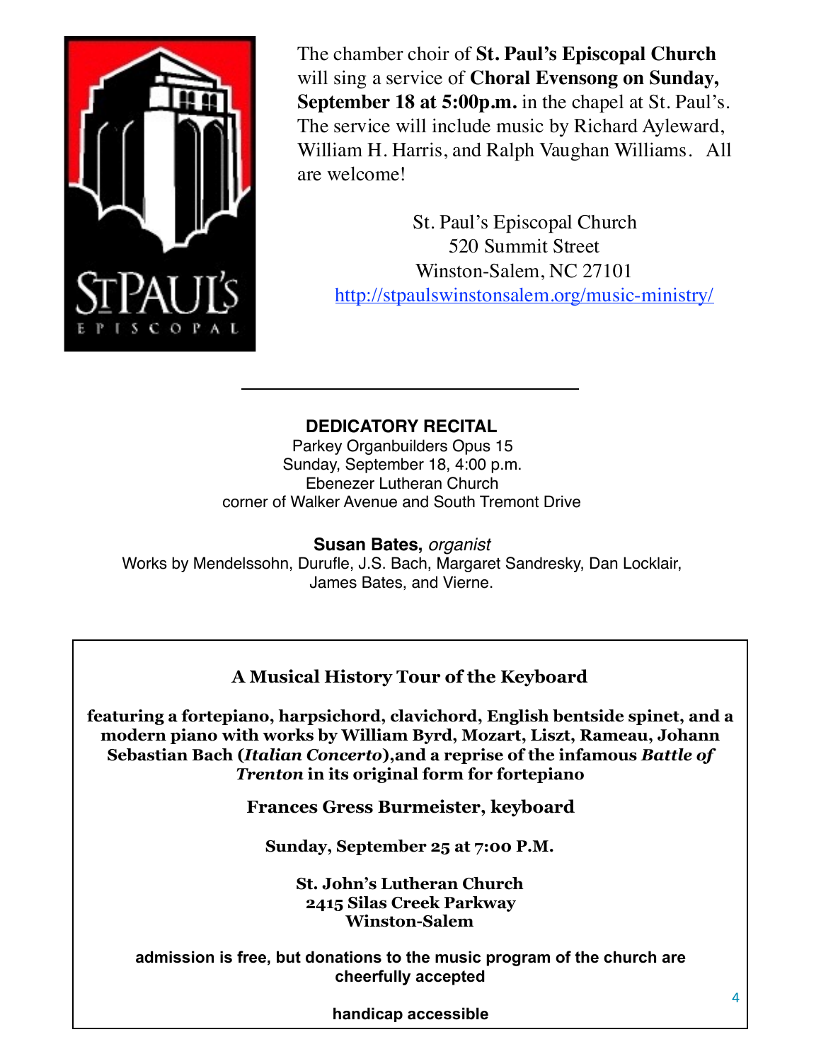The chamber choir of **St. Paul's Episcopal Church** will sing a service of **Choral Evensong on Sunday, September 18 at 5:00p.m.** in the chapel at St. Paul's. The service will include music by Richard Ayleward, William H. Harris, and Ralph Vaughan Williams. All are welcome!

St. Paul's Episcopal Church
520 Summit Street
Winston-Salem, NC 27101
http://stpaulswinstonsalem.org/music-ministry/

---

**DEDICATORY RECITAL**
Parkey Organbuilders Opus 15
Sunday, September 18, 4:00 p.m.
Ebenezer Lutheran Church
corner of Walker Avenue and South Tremont Drive

**Susan Bates,** *organist*
Works by Mendelssohn, Durufle, J.S. Bach, Margaret Sandresky, Dan Locklair, James Bates, and Vierne.

---

**A Musical History Tour of the Keyboard**

**featuring a fortepiano, harpsichord, clavichord, English bentside spinet, and a modern piano with works by William Byrd, Mozart, Liszt, Rameau, Johann Sebastian Bach (*Italian Concerto*),and a reprise of the infamous *Battle of Trenton* in its original form for fortepiano**

**Frances Gress Burmeister, keyboard**

**Sunday, September 25 at 7:00 P.M.**

**St. John's Lutheran Church**
**2415 Silas Creek Parkway**
**Winston-Salem**

**admission is free, but donations to the music program of the church are cheerfully accepted**

**handicap accessible**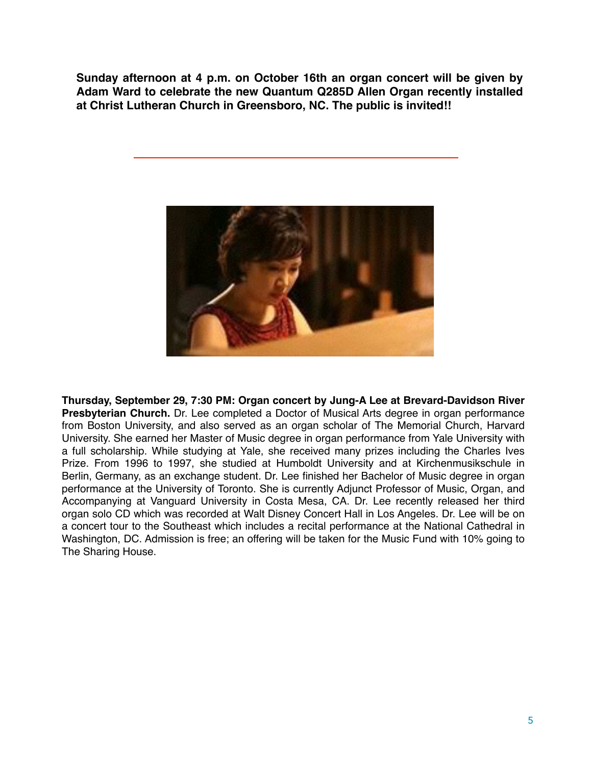**Sunday afternoon at 4 p.m. on October 16th an organ concert will be given by Adam Ward to celebrate the new Quantum Q285D Allen Organ recently installed at Christ Lutheran Church in Greensboro, NC. The public is invited!!**

---

**Thursday, September 29, 7:30 PM: Organ concert by Jung-A Lee at Brevard-Davidson River Presbyterian Church.** Dr. Lee completed a Doctor of Musical Arts degree in organ performance from Boston University, and also served as an organ scholar of The Memorial Church, Harvard University. She earned her Master of Music degree in organ performance from Yale University with a full scholarship. While studying at Yale, she received many prizes including the Charles Ives Prize. From 1996 to 1997, she studied at Humboldt University and at Kirchenmusikschule in Berlin, Germany, as an exchange student. Dr. Lee finished her Bachelor of Music degree in organ performance at the University of Toronto. She is currently Adjunct Professor of Music, Organ, and Accompanying at Vanguard University in Costa Mesa, CA. Dr. Lee recently released her third organ solo CD which was recorded at Walt Disney Concert Hall in Los Angeles. Dr. Lee will be on a concert tour to the Southeast which includes a recital performance at the National Cathedral in Washington, DC. Admission is free; an offering will be taken for the Music Fund with 10% going to The Sharing House.